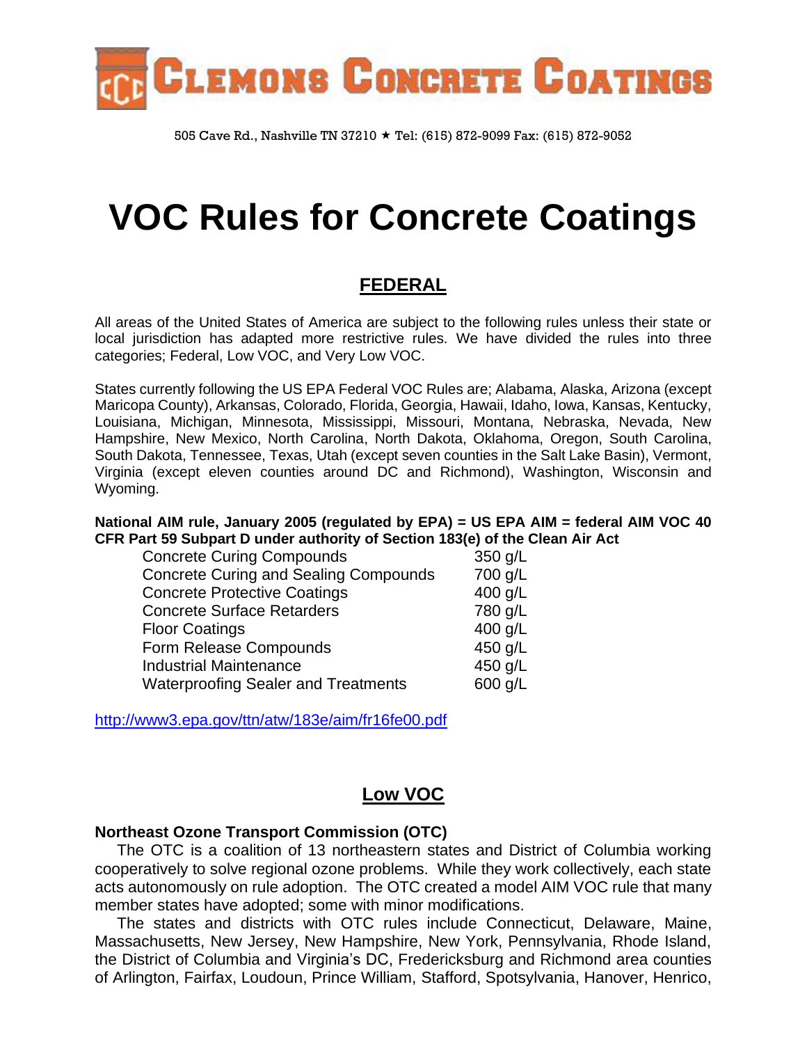# CLEMONS CONCRETE COATINGS

505 Cave Rd., Nashville TN 37210 ★ Tel: (615) 872-9099 Fax: (615) 872-9052

# VOC Rules for Concrete Coatings

## FEDERAL

All areas of the United States of America are subject to the following rules unless their state or local jurisdiction has adapted more restrictive rules. We have divided the rules into three categories; Federal, Low VOC, and Very Low VOC.

States currently following the US EPA Federal VOC Rules are; Alabama, Alaska, Arizona (except Maricopa County), Arkansas, Colorado, Florida, Georgia, Hawaii, Idaho, Iowa, Kansas, Kentucky, Louisiana, Michigan, Minnesota, Mississippi, Missouri, Montana, Nebraska, Nevada, New Hampshire, New Mexico, North Carolina, North Dakota, Oklahoma, Oregon, South Carolina, South Dakota, Tennessee, Texas, Utah (except seven counties in the Salt Lake Basin), Vermont, Virginia (except eleven counties around DC and Richmond), Washington, Wisconsin and Wyoming.

**National AIM rule, January 2005 (regulated by EPA) = US EPA AIM = federal AIM VOC 40 CFR Part 59 Subpart D under authority of Section 183(e) of the Clean Air Act**

| | |
|---|---|
| Concrete Curing Compounds | 350 g/L |
| Concrete Curing and Sealing Compounds | 700 g/L |
| Concrete Protective Coatings | 400 g/L |
| Concrete Surface Retarders | 780 g/L |
| Floor Coatings | 400 g/L |
| Form Release Compounds | 450 g/L |
| Industrial Maintenance | 450 g/L |
| Waterproofing Sealer and Treatments | 600 g/L |

http://www3.epa.gov/ttn/atw/183e/aim/fr16fe00.pdf

## Low VOC

**Northeast Ozone Transport Commission (OTC)**

The OTC is a coalition of 13 northeastern states and District of Columbia working cooperatively to solve regional ozone problems. While they work collectively, each state acts autonomously on rule adoption. The OTC created a model AIM VOC rule that many member states have adopted; some with minor modifications.

The states and districts with OTC rules include Connecticut, Delaware, Maine, Massachusetts, New Jersey, New Hampshire, New York, Pennsylvania, Rhode Island, the District of Columbia and Virginia's DC, Fredericksburg and Richmond area counties of Arlington, Fairfax, Loudoun, Prince William, Stafford, Spotsylvania, Hanover, Henrico,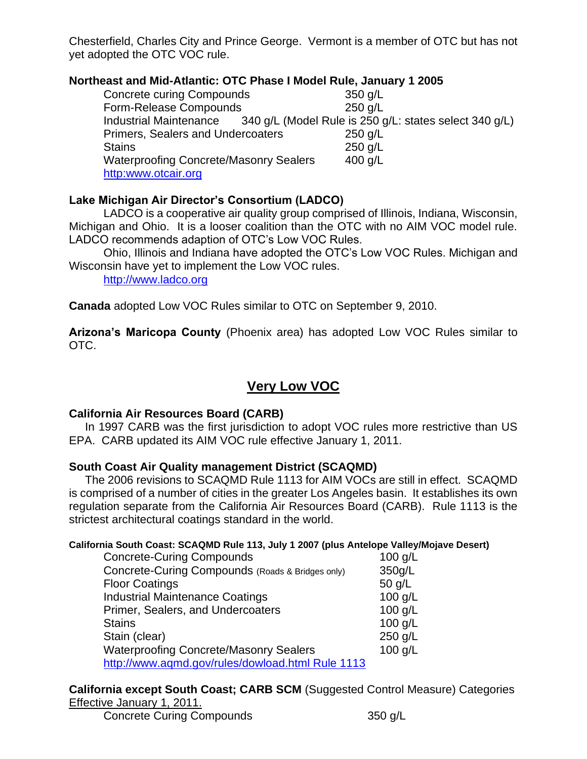Chesterfield, Charles City and Prince George. Vermont is a member of OTC but has not yet adopted the OTC VOC rule.

**Northeast and Mid-Atlantic: OTC Phase I Model Rule, January 1 2005**

| | |
|---|---|
| Concrete curing Compounds | 350 g/L |
| Form-Release Compounds | 250 g/L |
| Industrial Maintenance | 340 g/L (Model Rule is 250 g/L: states select 340 g/L) |
| Primers, Sealers and Undercoaters | 250 g/L |
| Stains | 250 g/L |
| Waterproofing Concrete/Masonry Sealers | 400 g/L |

http:www.otcair.org

**Lake Michigan Air Director's Consortium (LADCO)**

LADCO is a cooperative air quality group comprised of Illinois, Indiana, Wisconsin, Michigan and Ohio. It is a looser coalition than the OTC with no AIM VOC model rule. LADCO recommends adaption of OTC's Low VOC Rules.

Ohio, Illinois and Indiana have adopted the OTC's Low VOC Rules. Michigan and Wisconsin have yet to implement the Low VOC rules.

http://www.ladco.org

**Canada** adopted Low VOC Rules similar to OTC on September 9, 2010.

**Arizona's Maricopa County** (Phoenix area) has adopted Low VOC Rules similar to OTC.

## Very Low VOC

**California Air Resources Board (CARB)**

In 1997 CARB was the first jurisdiction to adopt VOC rules more restrictive than US EPA. CARB updated its AIM VOC rule effective January 1, 2011.

**South Coast Air Quality management District (SCAQMD)**

The 2006 revisions to SCAQMD Rule 1113 for AIM VOCs are still in effect. SCAQMD is comprised of a number of cities in the greater Los Angeles basin. It establishes its own regulation separate from the California Air Resources Board (CARB). Rule 1113 is the strictest architectural coatings standard in the world.

**California South Coast: SCAQMD Rule 113, July 1 2007 (plus Antelope Valley/Mojave Desert)**

| | |
|---|---|
| Concrete-Curing Compounds | 100 g/L |
| Concrete-Curing Compounds (Roads & Bridges only) | 350g/L |
| Floor Coatings | 50 g/L |
| Industrial Maintenance Coatings | 100 g/L |
| Primer, Sealers, and Undercoaters | 100 g/L |
| Stains | 100 g/L |
| Stain (clear) | 250 g/L |
| Waterproofing Concrete/Masonry Sealers | 100 g/L |

http://www.aqmd.gov/rules/dowload.html Rule 1113

**California except South Coast; CARB SCM** (Suggested Control Measure) Categories Effective January 1, 2011.

| | |
|---|---|
| Concrete Curing Compounds | 350 g/L |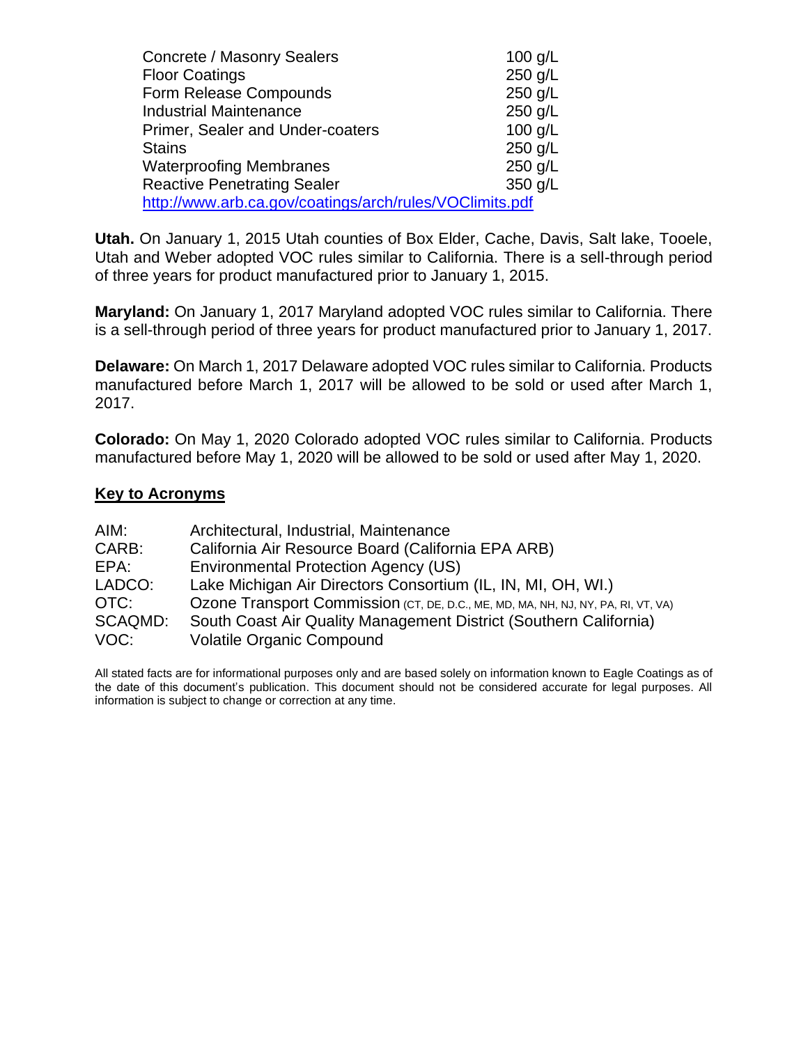| | |
|---|---|
| Concrete / Masonry Sealers | 100 g/L |
| Floor Coatings | 250 g/L |
| Form Release Compounds | 250 g/L |
| Industrial Maintenance | 250 g/L |
| Primer, Sealer and Under-coaters | 100 g/L |
| Stains | 250 g/L |
| Waterproofing Membranes | 250 g/L |
| Reactive Penetrating Sealer | 350 g/L |

http://www.arb.ca.gov/coatings/arch/rules/VOClimits.pdf

**Utah.** On January 1, 2015 Utah counties of Box Elder, Cache, Davis, Salt lake, Tooele, Utah and Weber adopted VOC rules similar to California. There is a sell-through period of three years for product manufactured prior to January 1, 2015.

**Maryland:** On January 1, 2017 Maryland adopted VOC rules similar to California. There is a sell-through period of three years for product manufactured prior to January 1, 2017.

**Delaware:** On March 1, 2017 Delaware adopted VOC rules similar to California. Products manufactured before March 1, 2017 will be allowed to be sold or used after March 1, 2017.

**Colorado:** On May 1, 2020 Colorado adopted VOC rules similar to California. Products manufactured before May 1, 2020 will be allowed to be sold or used after May 1, 2020.

## Key to Acronyms

| | |
|---|---|
| AIM: | Architectural, Industrial, Maintenance |
| CARB: | California Air Resource Board (California EPA ARB) |
| EPA: | Environmental Protection Agency (US) |
| LADCO: | Lake Michigan Air Directors Consortium (IL, IN, MI, OH, WI.) |
| OTC: | Ozone Transport Commission (CT, DE, D.C., ME, MD, MA, NH, NJ, NY, PA, RI, VT, VA) |
| SCAQMD: | South Coast Air Quality Management District (Southern California) |
| VOC: | Volatile Organic Compound |

All stated facts are for informational purposes only and are based solely on information known to Eagle Coatings as of the date of this document's publication. This document should not be considered accurate for legal purposes. All information is subject to change or correction at any time.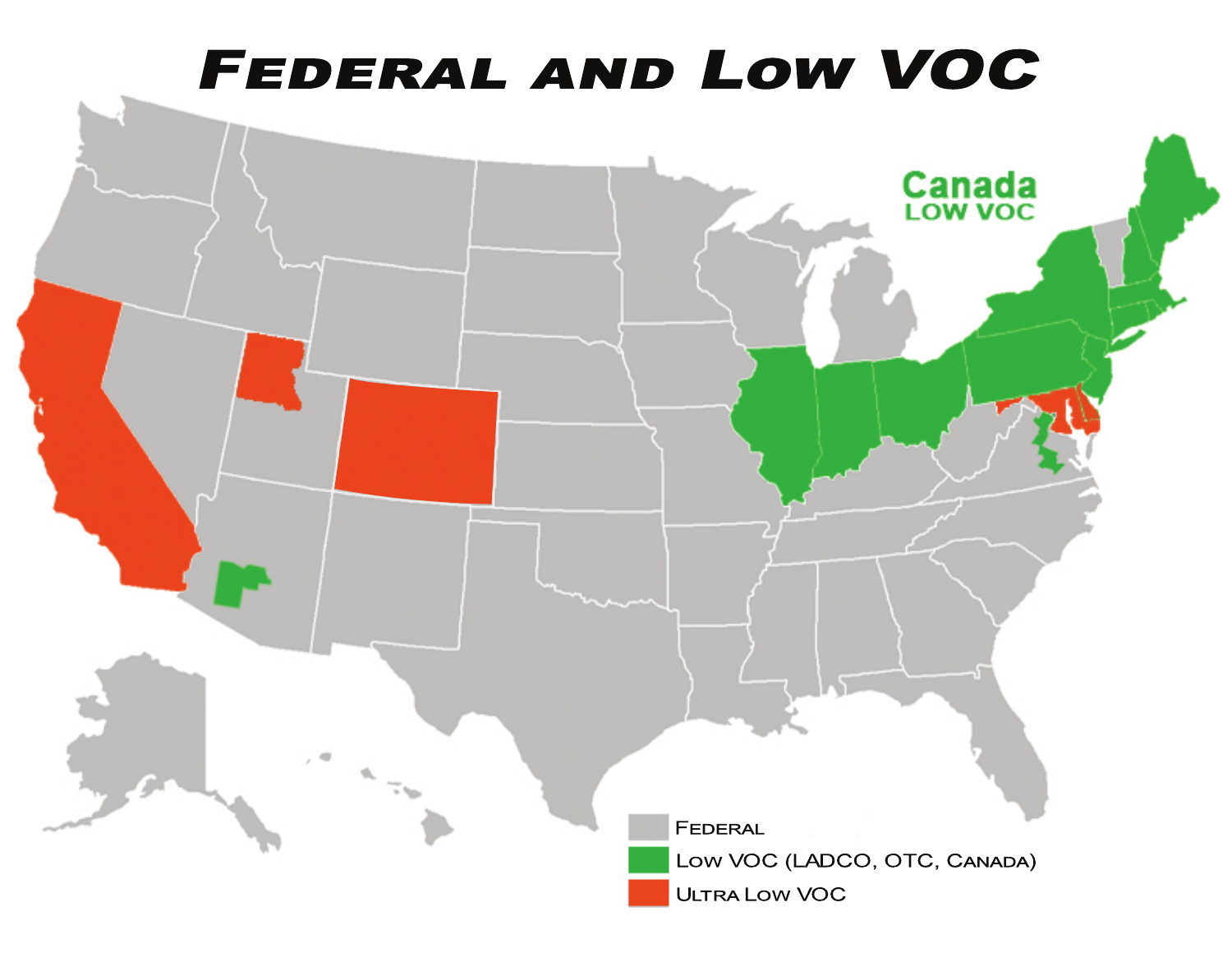# Federal and Low VOC

Canada
LOW VOC

Federal
Low VOC (LADCO, OTC, Canada)
Ultra Low VOC